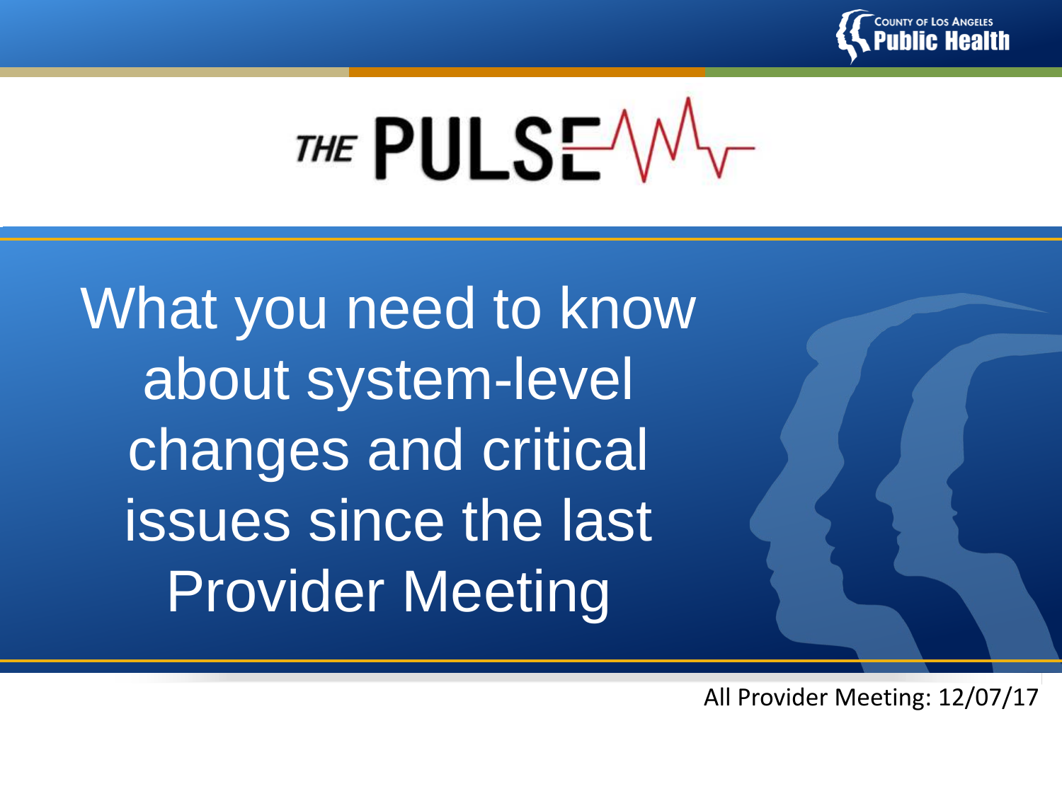County of Los Angeles Public Health

# THE PULSE

## What you need to know about system-level changes and critical issues since the last Provider Meeting

All Provider Meeting: 12/07/17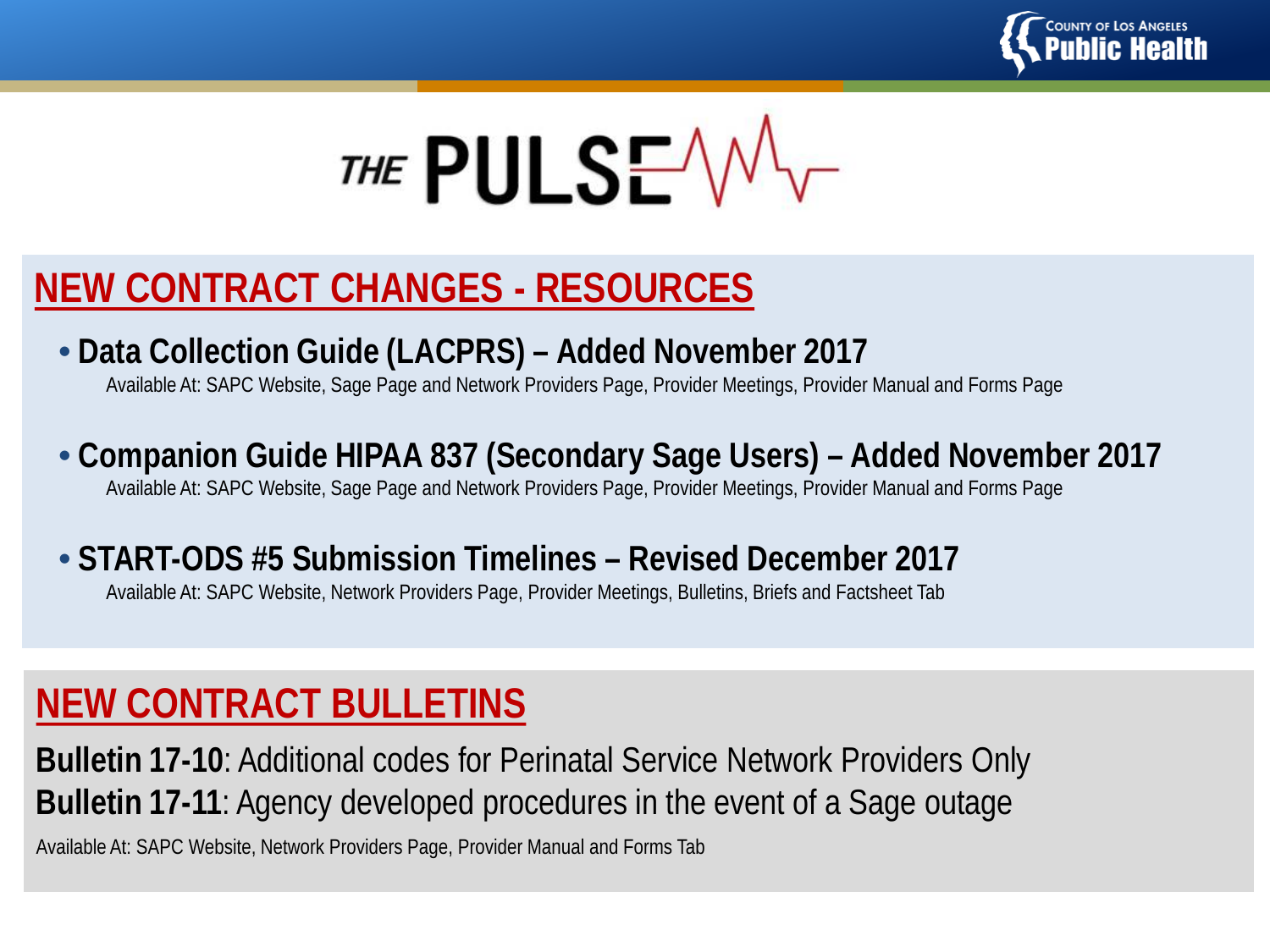# THE PULSE

## NEW CONTRACT CHANGES - RESOURCES

- **Data Collection Guide (LACPRS) – Added November 2017**
  Available At: SAPC Website, Sage Page and Network Providers Page, Provider Meetings, Provider Manual and Forms Page

- **Companion Guide HIPAA 837 (Secondary Sage Users) – Added November 2017**
  Available At: SAPC Website, Sage Page and Network Providers Page, Provider Meetings, Provider Manual and Forms Page

- **START-ODS #5 Submission Timelines – Revised December 2017**
  Available At: SAPC Website, Network Providers Page, Provider Meetings, Bulletins, Briefs and Factsheet Tab

## NEW CONTRACT BULLETINS

**Bulletin 17-10**: Additional codes for Perinatal Service Network Providers Only
**Bulletin 17-11**: Agency developed procedures in the event of a Sage outage

Available At: SAPC Website, Network Providers Page, Provider Manual and Forms Tab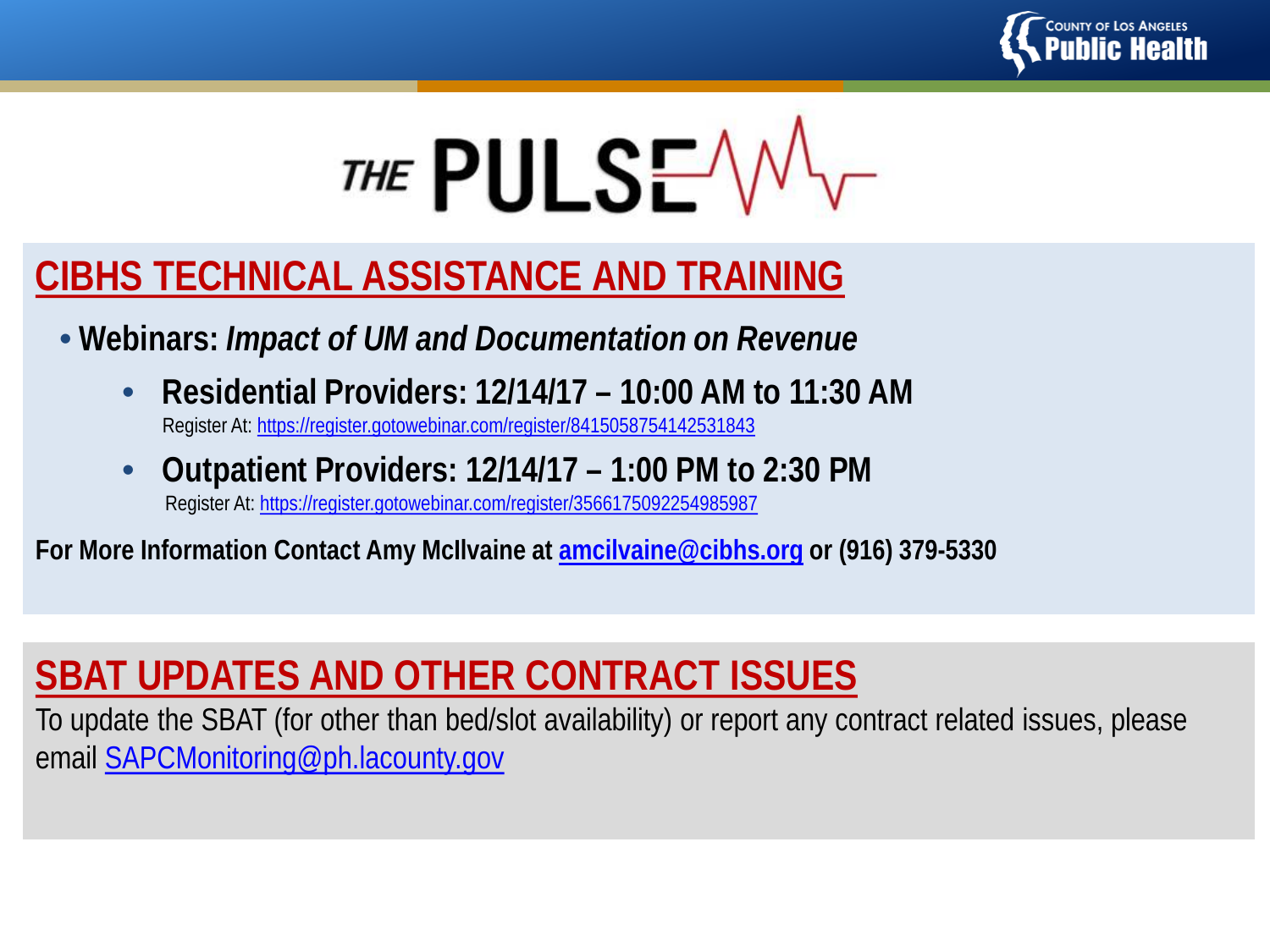# THE PULSE

## CIBHS TECHNICAL ASSISTANCE AND TRAINING

- **Webinars:** ***Impact of UM and Documentation on Revenue***
  - **Residential Providers: 12/14/17 – 10:00 AM to 11:30 AM**
    Register At: https://register.gotowebinar.com/register/8415058754142531843
  - **Outpatient Providers: 12/14/17 – 1:00 PM to 2:30 PM**
    Register At: https://register.gotowebinar.com/register/3566175092254985987

**For More Information Contact Amy McIlvaine at amcilvaine@cibhs.org or (916) 379-5330**

## SBAT UPDATES AND OTHER CONTRACT ISSUES

To update the SBAT (for other than bed/slot availability) or report any contract related issues, please email SAPCMonitoring@ph.lacounty.gov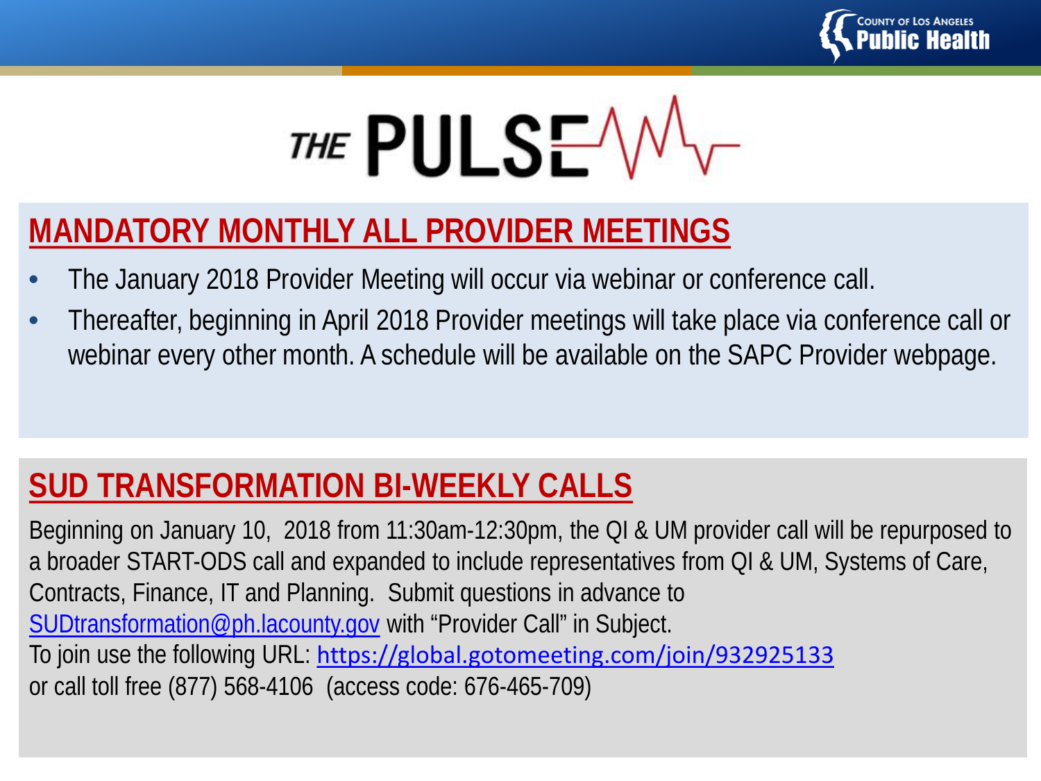# THE PULSE

## MANDATORY MONTHLY ALL PROVIDER MEETINGS

- The January 2018 Provider Meeting will occur via webinar or conference call.
- Thereafter, beginning in April 2018 Provider meetings will take place via conference call or webinar every other month. A schedule will be available on the SAPC Provider webpage.

## SUD TRANSFORMATION BI-WEEKLY CALLS

Beginning on January 10, 2018 from 11:30am-12:30pm, the QI & UM provider call will be repurposed to a broader START-ODS call and expanded to include representatives from QI & UM, Systems of Care, Contracts, Finance, IT and Planning. Submit questions in advance to SUDtransformation@ph.lacounty.gov with "Provider Call" in Subject.
To join use the following URL: https://global.gotomeeting.com/join/932925133
or call toll free (877) 568-4106 (access code: 676-465-709)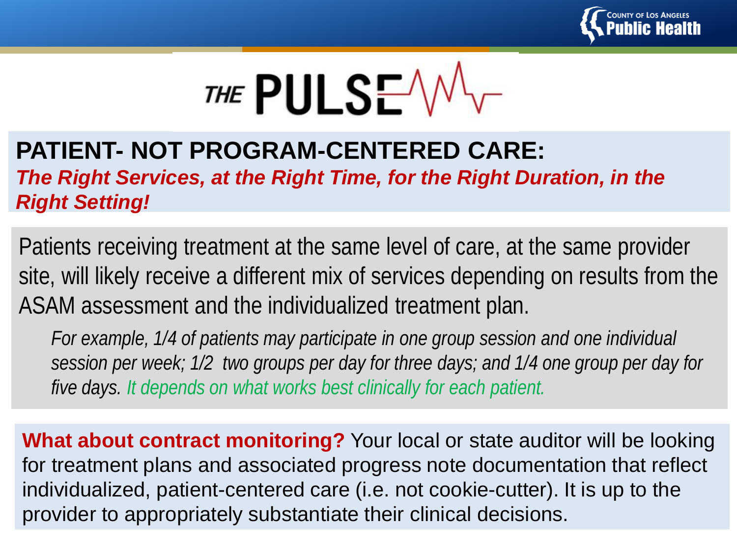# THE PULSE

## PATIENT- NOT PROGRAM-CENTERED CARE:

***The Right Services, at the Right Time, for the Right Duration, in the Right Setting!***

Patients receiving treatment at the same level of care, at the same provider site, will likely receive a different mix of services depending on results from the ASAM assessment and the individualized treatment plan.

*For example, 1/4 of patients may participate in one group session and one individual session per week; 1/2 two groups per day for three days; and 1/4 one group per day for five days. It depends on what works best clinically for each patient.*

**What about contract monitoring?** Your local or state auditor will be looking for treatment plans and associated progress note documentation that reflect individualized, patient-centered care (i.e. not cookie-cutter). It is up to the provider to appropriately substantiate their clinical decisions.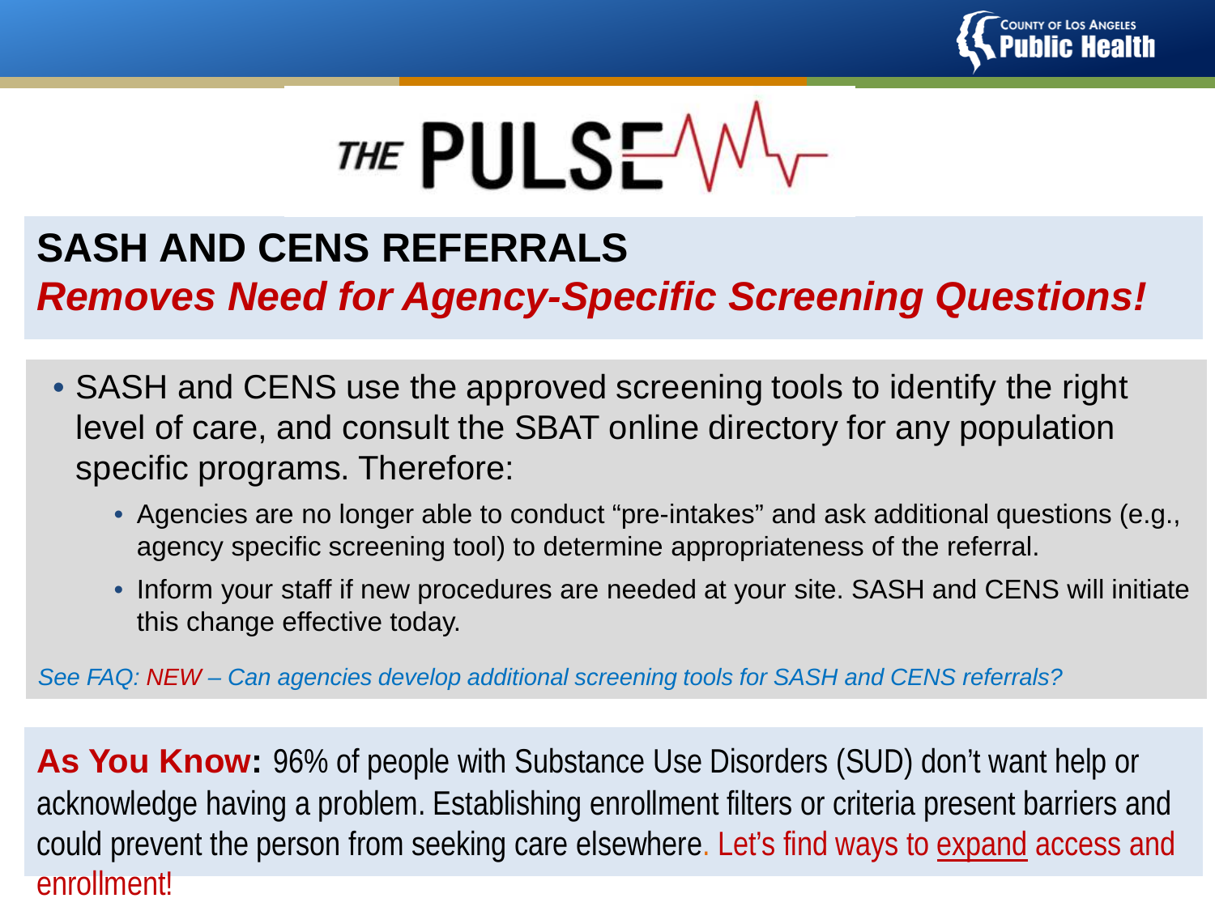# THE PULSE

## SASH AND CENS REFERRALS

***Removes Need for Agency-Specific Screening Questions!***

- SASH and CENS use the approved screening tools to identify the right level of care, and consult the SBAT online directory for any population specific programs. Therefore:
  - Agencies are no longer able to conduct "pre-intakes" and ask additional questions (e.g., agency specific screening tool) to determine appropriateness of the referral.
  - Inform your staff if new procedures are needed at your site. SASH and CENS will initiate this change effective today.

*See FAQ: NEW – Can agencies develop additional screening tools for SASH and CENS referrals?*

**As You Know:** 96% of people with Substance Use Disorders (SUD) don't want help or acknowledge having a problem. Establishing enrollment filters or criteria present barriers and could prevent the person from seeking care elsewhere. Let's find ways to expand access and enrollment!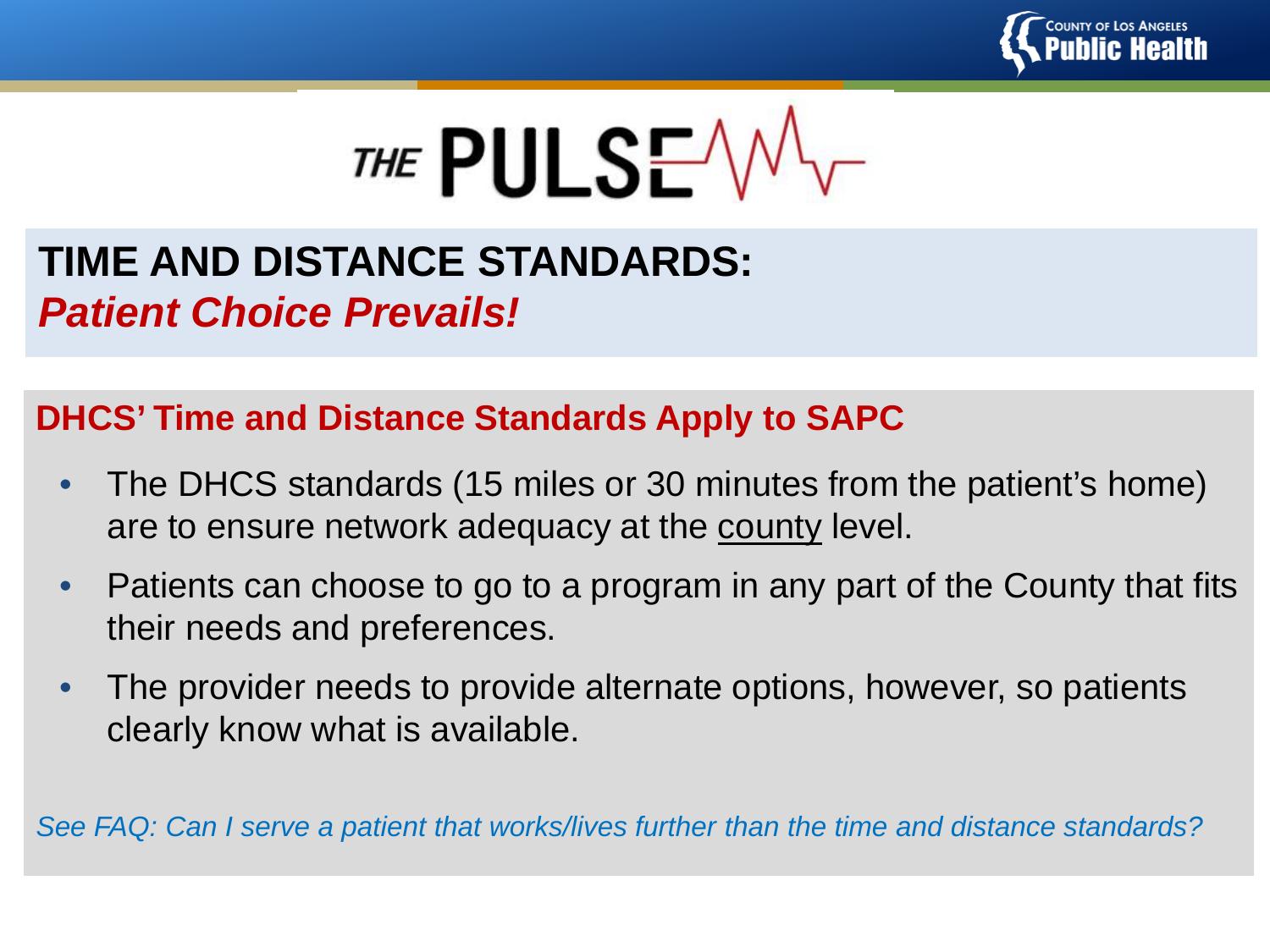# THE PULSE

## TIME AND DISTANCE STANDARDS:
***Patient Choice Prevails!***

### DHCS' Time and Distance Standards Apply to SAPC

- The DHCS standards (15 miles or 30 minutes from the patient's home) are to ensure network adequacy at the county level.
- Patients can choose to go to a program in any part of the County that fits their needs and preferences.
- The provider needs to provide alternate options, however, so patients clearly know what is available.

*See FAQ: Can I serve a patient that works/lives further than the time and distance standards?*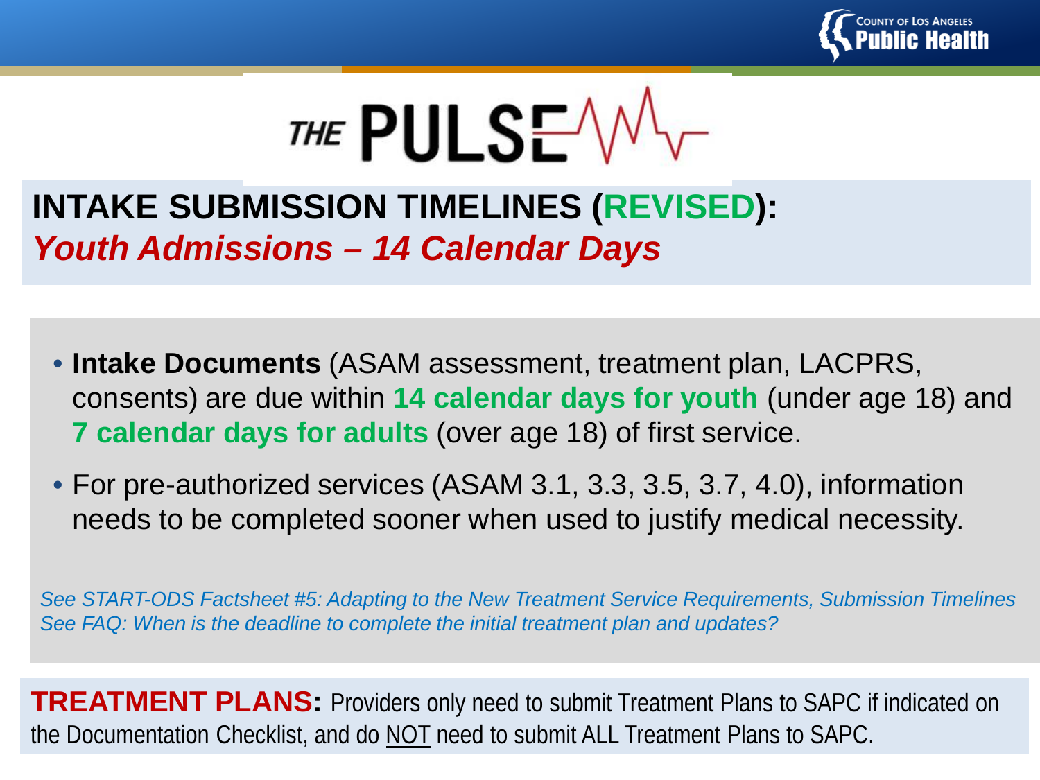THE PULSE

## INTAKE SUBMISSION TIMELINES (REVISED):
### *Youth Admissions – 14 Calendar Days*

- **Intake Documents** (ASAM assessment, treatment plan, LACPRS, consents) are due within **14 calendar days for youth** (under age 18) and **7 calendar days for adults** (over age 18) of first service.
- For pre-authorized services (ASAM 3.1, 3.3, 3.5, 3.7, 4.0), information needs to be completed sooner when used to justify medical necessity.

*See START-ODS Factsheet #5: Adapting to the New Treatment Service Requirements, Submission Timelines*
*See FAQ: When is the deadline to complete the initial treatment plan and updates?*

**TREATMENT PLANS:** Providers only need to submit Treatment Plans to SAPC if indicated on the Documentation Checklist, and do NOT need to submit ALL Treatment Plans to SAPC.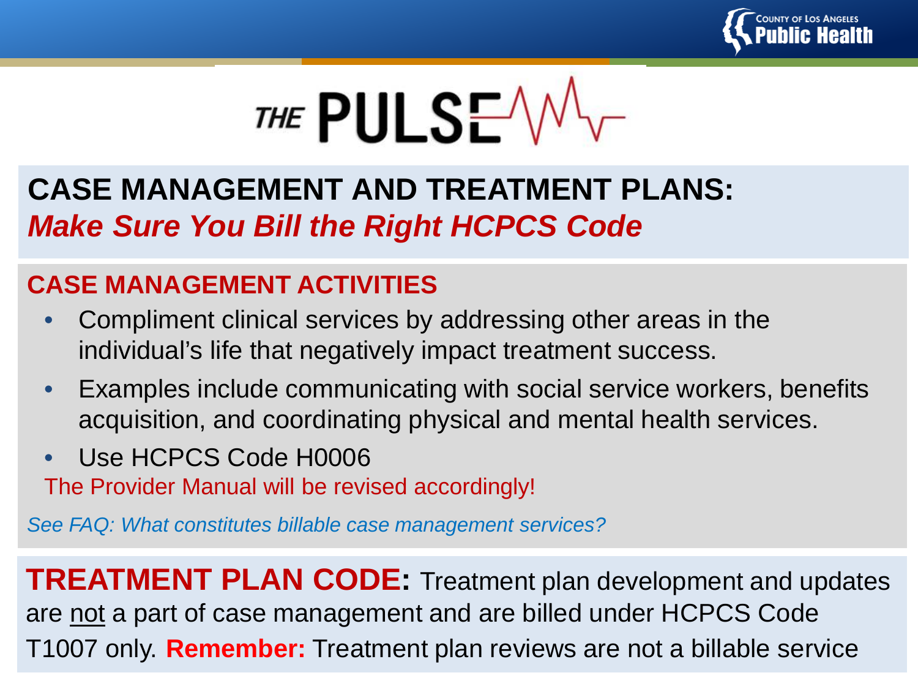# THE PULSE

## CASE MANAGEMENT AND TREATMENT PLANS: *Make Sure You Bill the Right HCPCS Code*

### CASE MANAGEMENT ACTIVITIES

- Compliment clinical services by addressing other areas in the individual's life that negatively impact treatment success.
- Examples include communicating with social service workers, benefits acquisition, and coordinating physical and mental health services.
- Use HCPCS Code H0006

The Provider Manual will be revised accordingly!

*See FAQ: What constitutes billable case management services?*

**TREATMENT PLAN CODE:** Treatment plan development and updates are not a part of case management and are billed under HCPCS Code T1007 only. **Remember:** Treatment plan reviews are not a billable service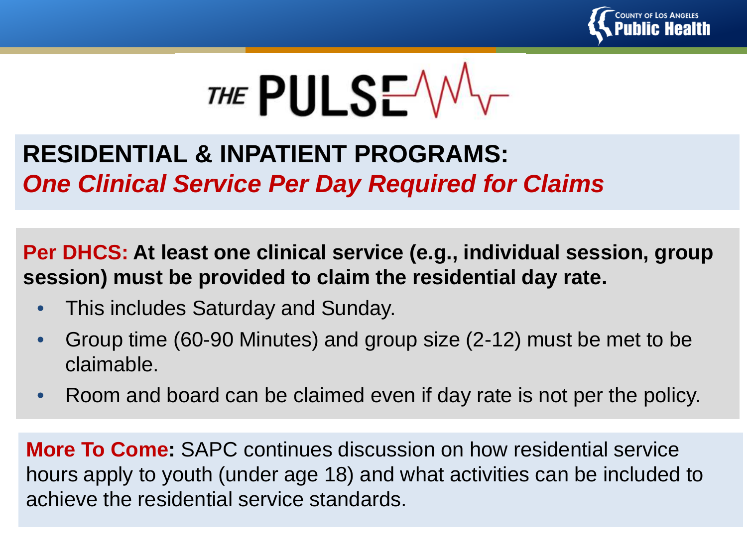# THE PULSE

## RESIDENTIAL & INPATIENT PROGRAMS:
## *One Clinical Service Per Day Required for Claims*

**Per DHCS: At least one clinical service (e.g., individual session, group session) must be provided to claim the residential day rate.**

- This includes Saturday and Sunday.
- Group time (60-90 Minutes) and group size (2-12) must be met to be claimable.
- Room and board can be claimed even if day rate is not per the policy.

**More To Come:** SAPC continues discussion on how residential service hours apply to youth (under age 18) and what activities can be included to achieve the residential service standards.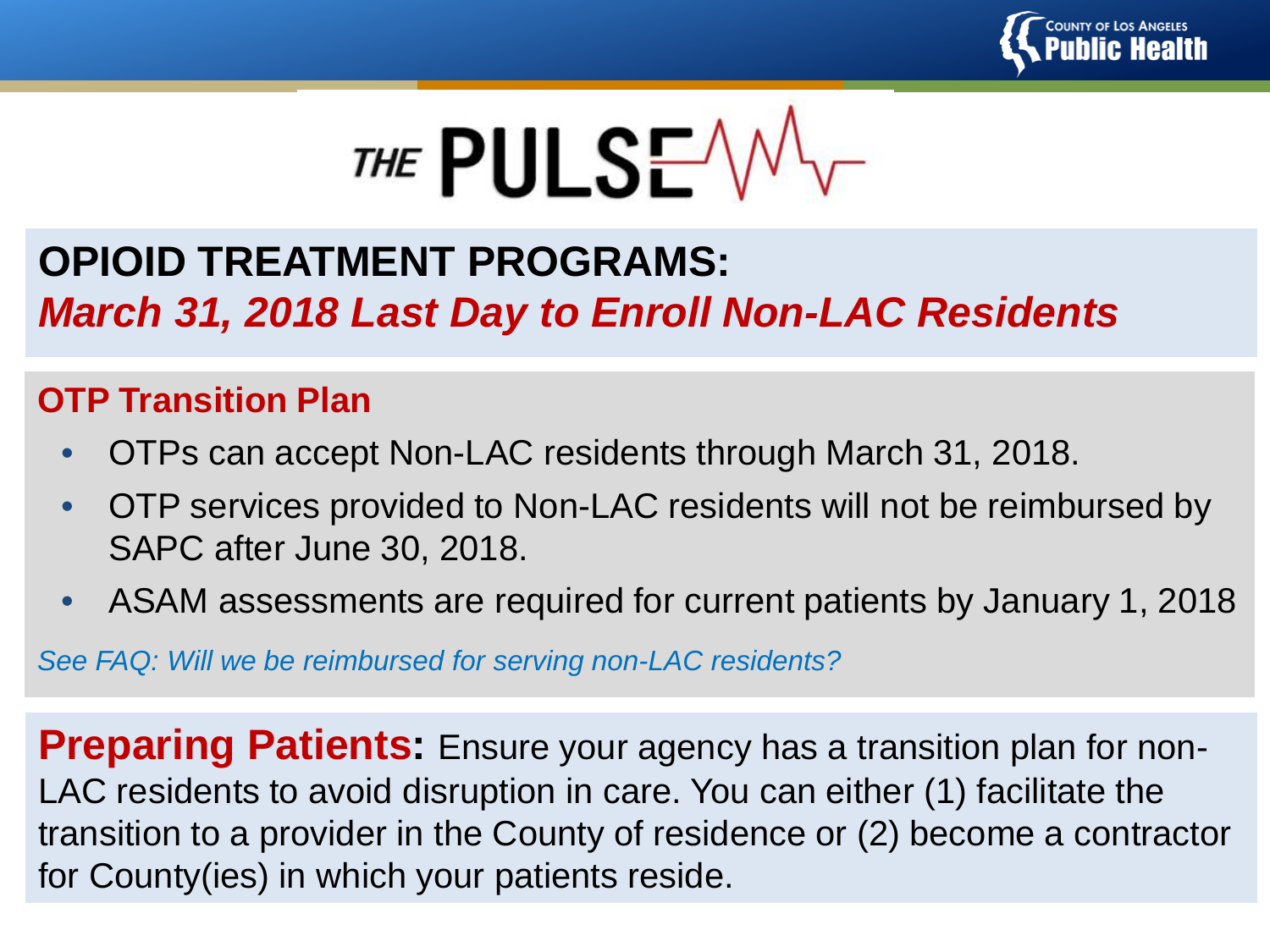# THE PULSE

## OPIOID TREATMENT PROGRAMS:
*March 31, 2018 Last Day to Enroll Non-LAC Residents*

### OTP Transition Plan

- OTPs can accept Non-LAC residents through March 31, 2018.
- OTP services provided to Non-LAC residents will not be reimbursed by SAPC after June 30, 2018.
- ASAM assessments are required for current patients by January 1, 2018

*See FAQ: Will we be reimbursed for serving non-LAC residents?*

**Preparing Patients:** Ensure your agency has a transition plan for non-LAC residents to avoid disruption in care. You can either (1) facilitate the transition to a provider in the County of residence or (2) become a contractor for County(ies) in which your patients reside.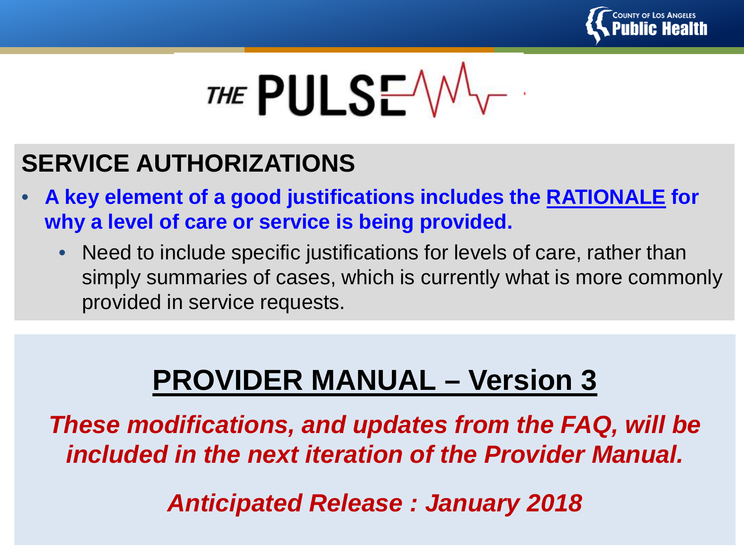# THE PULSE

## SERVICE AUTHORIZATIONS

- **A key element of a good justifications includes the RATIONALE for why a level of care or service is being provided.**
  - Need to include specific justifications for levels of care, rather than simply summaries of cases, which is currently what is more commonly provided in service requests.

## PROVIDER MANUAL – Version 3

***These modifications, and updates from the FAQ, will be included in the next iteration of the Provider Manual.***

***Anticipated Release : January 2018***